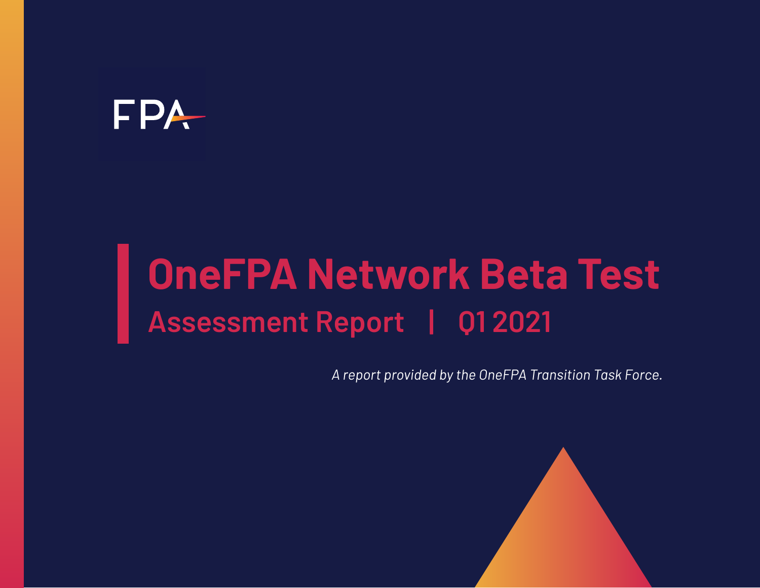FPA

# OneFPA Network Beta Test

## Assessment Report | Q1 2021

*A report provided by the OneFPA Transition Task Force.*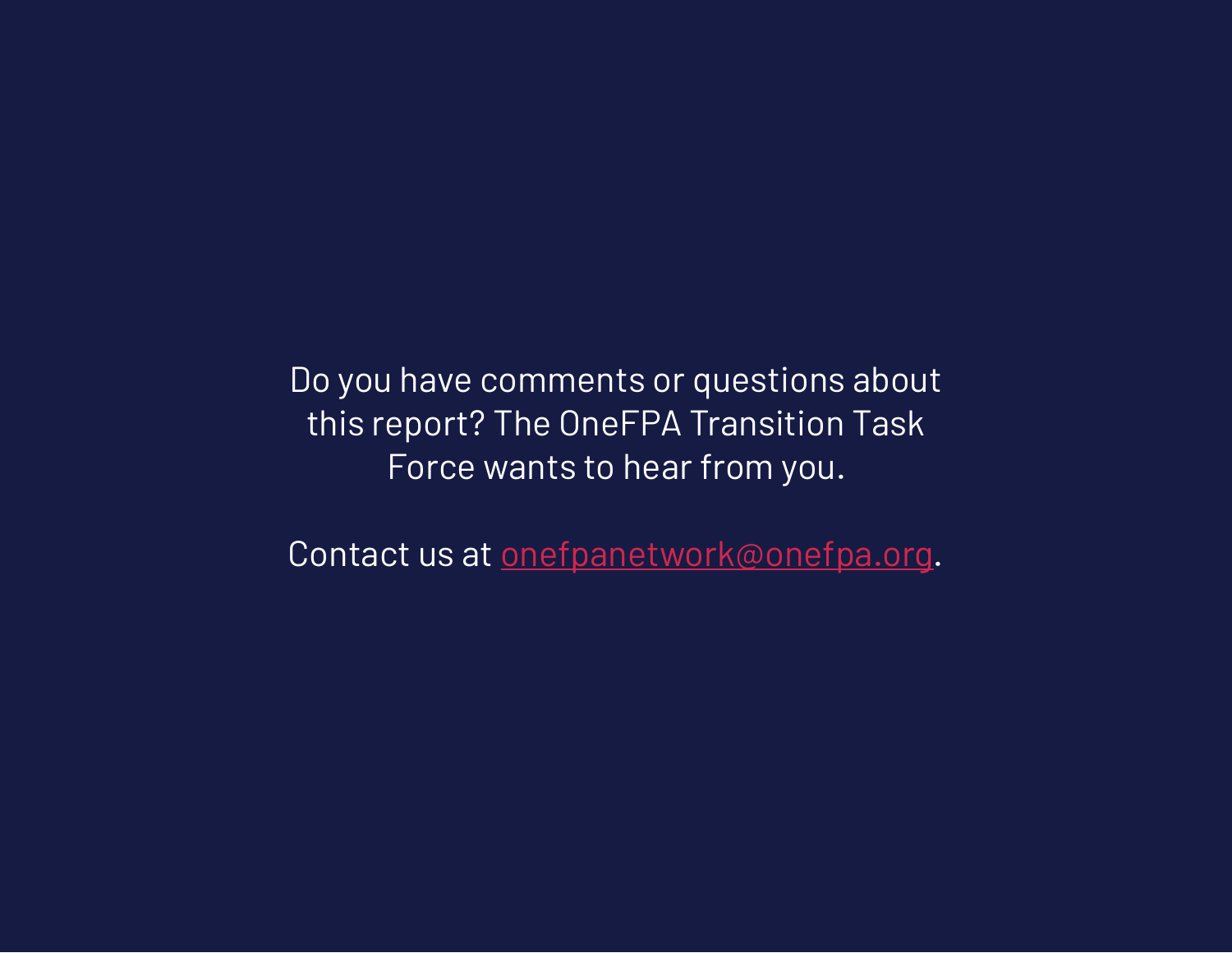Do you have comments or questions about this report? The OneFPA Transition Task Force wants to hear from you.

Contact us at [onefpanetwork@onefpa.org](mailto:onefpanetwork@onefpa.org).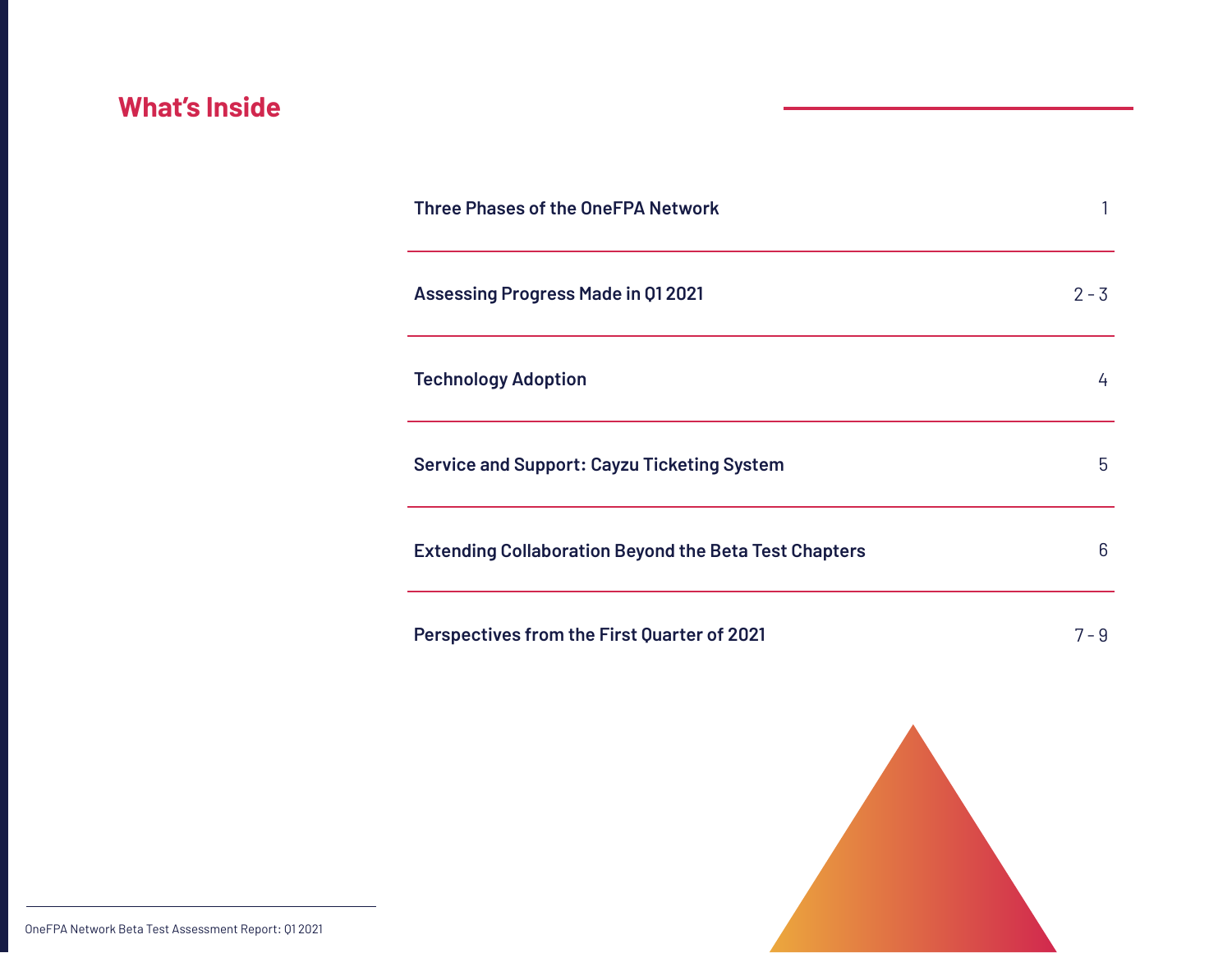## What's Inside

| | |
|---|---|
| Three Phases of the OneFPA Network | 1 |
| Assessing Progress Made in Q1 2021 | 2 - 3 |
| Technology Adoption | 4 |
| Service and Support: Cayzu Ticketing System | 5 |
| Extending Collaboration Beyond the Beta Test Chapters | 6 |
| Perspectives from the First Quarter of 2021 | 7 - 9 |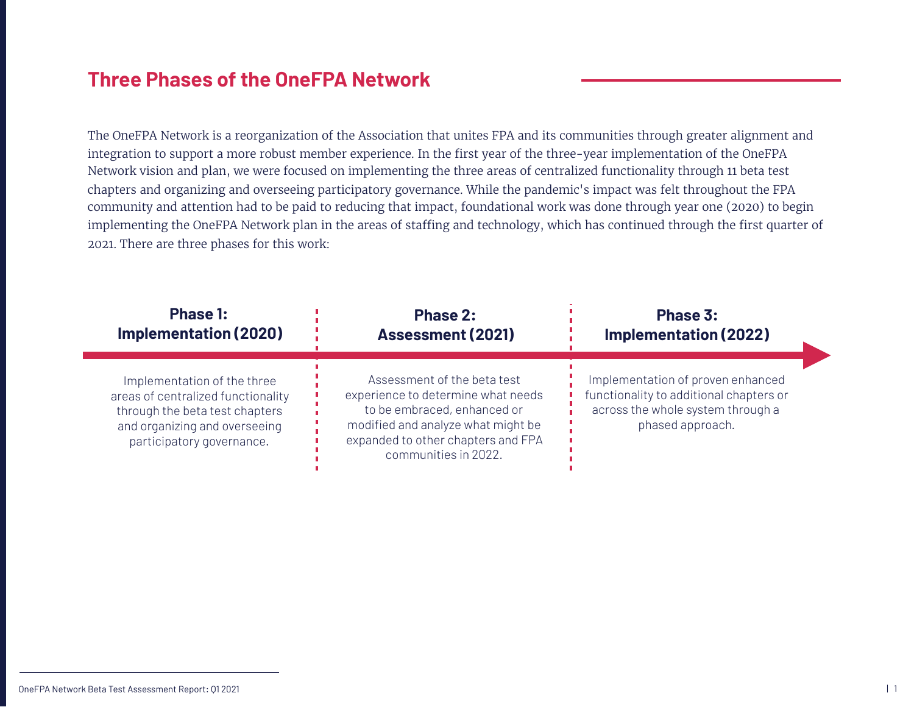## Three Phases of the OneFPA Network

The OneFPA Network is a reorganization of the Association that unites FPA and its communities through greater alignment and integration to support a more robust member experience. In the first year of the three-year implementation of the OneFPA Network vision and plan, we were focused on implementing the three areas of centralized functionality through 11 beta test chapters and organizing and overseeing participatory governance. While the pandemic's impact was felt throughout the FPA community and attention had to be paid to reducing that impact, foundational work was done through year one (2020) to begin implementing the OneFPA Network plan in the areas of staffing and technology, which has continued through the first quarter of 2021. There are three phases for this work:

**Phase 1: Implementation (2020)**

Implementation of the three areas of centralized functionality through the beta test chapters and organizing and overseeing participatory governance.

**Phase 2: Assessment (2021)**

Assessment of the beta test experience to determine what needs to be embraced, enhanced or modified and analyze what might be expanded to other chapters and FPA communities in 2022.

**Phase 3: Implementation (2022)**

Implementation of proven enhanced functionality to additional chapters or across the whole system through a phased approach.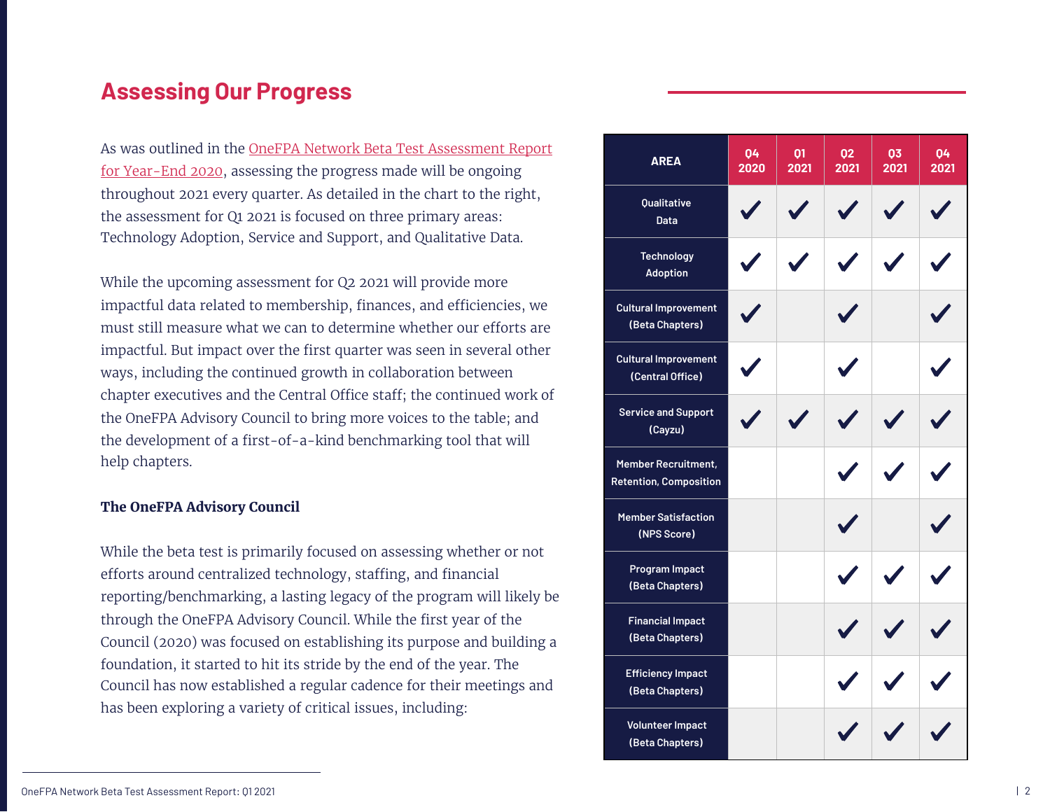## Assessing Our Progress

As was outlined in the OneFPA Network Beta Test Assessment Report for Year-End 2020, assessing the progress made will be ongoing throughout 2021 every quarter. As detailed in the chart to the right, the assessment for Q1 2021 is focused on three primary areas: Technology Adoption, Service and Support, and Qualitative Data.

While the upcoming assessment for Q2 2021 will provide more impactful data related to membership, finances, and efficiencies, we must still measure what we can to determine whether our efforts are impactful. But impact over the first quarter was seen in several other ways, including the continued growth in collaboration between chapter executives and the Central Office staff; the continued work of the OneFPA Advisory Council to bring more voices to the table; and the development of a first-of-a-kind benchmarking tool that will help chapters.

**The OneFPA Advisory Council**

While the beta test is primarily focused on assessing whether or not efforts around centralized technology, staffing, and financial reporting/benchmarking, a lasting legacy of the program will likely be through the OneFPA Advisory Council. While the first year of the Council (2020) was focused on establishing its purpose and building a foundation, it started to hit its stride by the end of the year. The Council has now established a regular cadence for their meetings and has been exploring a variety of critical issues, including:

| AREA | Q4 2020 | Q1 2021 | Q2 2021 | Q3 2021 | Q4 2021 |
|---|---|---|---|---|---|
| Qualitative Data | ✓ | ✓ | ✓ | ✓ | ✓ |
| Technology Adoption | ✓ | ✓ | ✓ | ✓ | ✓ |
| Cultural Improvement (Beta Chapters) | ✓ | | ✓ | | ✓ |
| Cultural Improvement (Central Office) | ✓ | | ✓ | | ✓ |
| Service and Support (Cayzu) | ✓ | ✓ | ✓ | ✓ | ✓ |
| Member Recruitment, Retention, Composition | | | ✓ | ✓ | ✓ |
| Member Satisfaction (NPS Score) | | | ✓ | | ✓ |
| Program Impact (Beta Chapters) | | | ✓ | ✓ | ✓ |
| Financial Impact (Beta Chapters) | | | ✓ | ✓ | ✓ |
| Efficiency Impact (Beta Chapters) | | | ✓ | ✓ | ✓ |
| Volunteer Impact (Beta Chapters) | | | ✓ | ✓ | ✓ |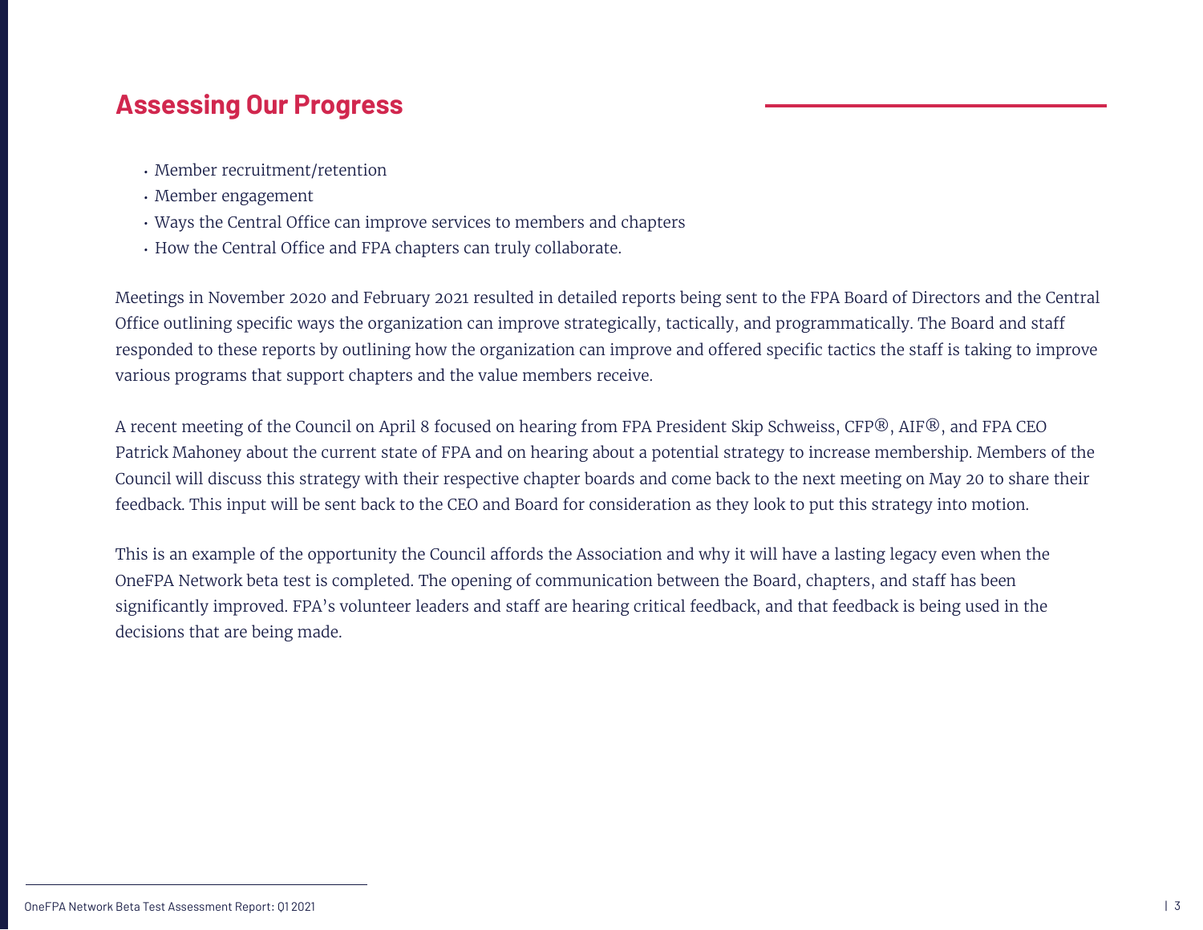## Assessing Our Progress

- Member recruitment/retention
- Member engagement
- Ways the Central Office can improve services to members and chapters
- How the Central Office and FPA chapters can truly collaborate.

Meetings in November 2020 and February 2021 resulted in detailed reports being sent to the FPA Board of Directors and the Central Office outlining specific ways the organization can improve strategically, tactically, and programmatically. The Board and staff responded to these reports by outlining how the organization can improve and offered specific tactics the staff is taking to improve various programs that support chapters and the value members receive.

A recent meeting of the Council on April 8 focused on hearing from FPA President Skip Schweiss, CFP®, AIF®, and FPA CEO Patrick Mahoney about the current state of FPA and on hearing about a potential strategy to increase membership. Members of the Council will discuss this strategy with their respective chapter boards and come back to the next meeting on May 20 to share their feedback. This input will be sent back to the CEO and Board for consideration as they look to put this strategy into motion.

This is an example of the opportunity the Council affords the Association and why it will have a lasting legacy even when the OneFPA Network beta test is completed. The opening of communication between the Board, chapters, and staff has been significantly improved. FPA's volunteer leaders and staff are hearing critical feedback, and that feedback is being used in the decisions that are being made.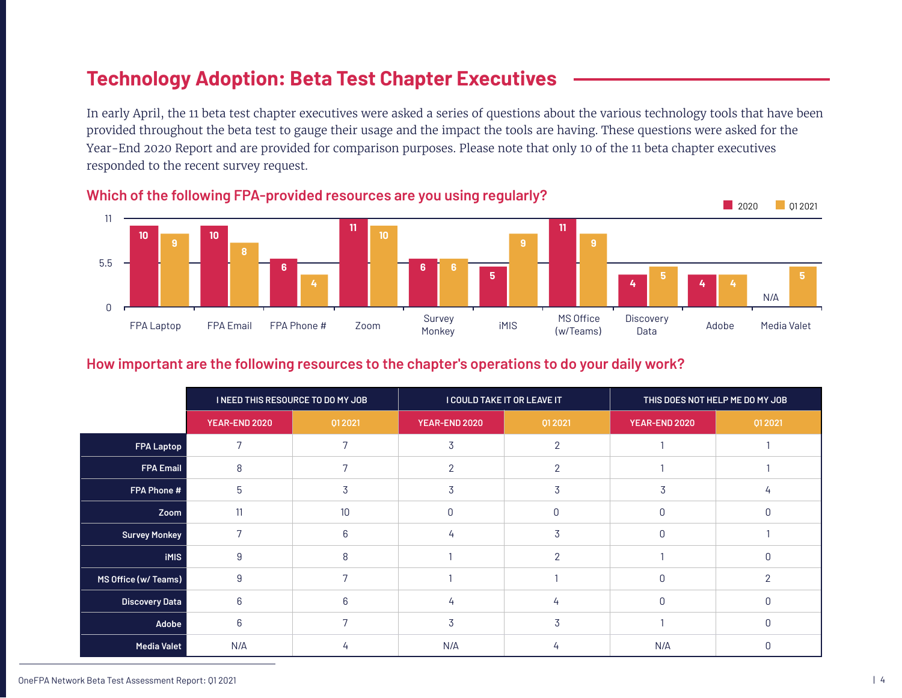## Technology Adoption: Beta Test Chapter Executives

In early April, the 11 beta test chapter executives were asked a series of questions about the various technology tools that have been provided throughout the beta test to gauge their usage and the impact the tools are having. These questions were asked for the Year-End 2020 Report and are provided for comparison purposes. Please note that only 10 of the 11 beta chapter executives responded to the recent survey request.

### Which of the following FPA-provided resources are you using regularly?

| Resource | 2020 | Q1 2021 |
|---|---|---|
| FPA Laptop | 10 | 9 |
| FPA Email | 10 | 8 |
| FPA Phone # | 6 | 4 |
| Zoom | 11 | 10 |
| Survey Monkey | 6 | 6 |
| iMIS | 5 | 9 |
| MS Office (w/Teams) | 11 | 9 |
| Discovery Data | 4 | 5 |
| Adobe | 4 | 4 |
| Media Valet | N/A | 5 |

### How important are the following resources to the chapter's operations to do your daily work?

| | I NEED THIS RESOURCE TO DO MY JOB | | I COULD TAKE IT OR LEAVE IT | | THIS DOES NOT HELP ME DO MY JOB | |
|---|---|---|---|---|---|---|
| | YEAR-END 2020 | Q1 2021 | YEAR-END 2020 | Q1 2021 | YEAR-END 2020 | Q1 2021 |
| FPA Laptop | 7 | 7 | 3 | 2 | 1 | 1 |
| FPA Email | 8 | 7 | 2 | 2 | 1 | 1 |
| FPA Phone # | 5 | 3 | 3 | 3 | 3 | 4 |
| Zoom | 11 | 10 | 0 | 0 | 0 | 0 |
| Survey Monkey | 7 | 6 | 4 | 3 | 0 | 1 |
| iMIS | 9 | 8 | 1 | 2 | 1 | 0 |
| MS Office (w/ Teams) | 9 | 7 | 1 | 1 | 0 | 2 |
| Discovery Data | 6 | 6 | 4 | 4 | 0 | 0 |
| Adobe | 6 | 7 | 3 | 3 | 1 | 0 |
| Media Valet | N/A | 4 | N/A | 4 | N/A | 0 |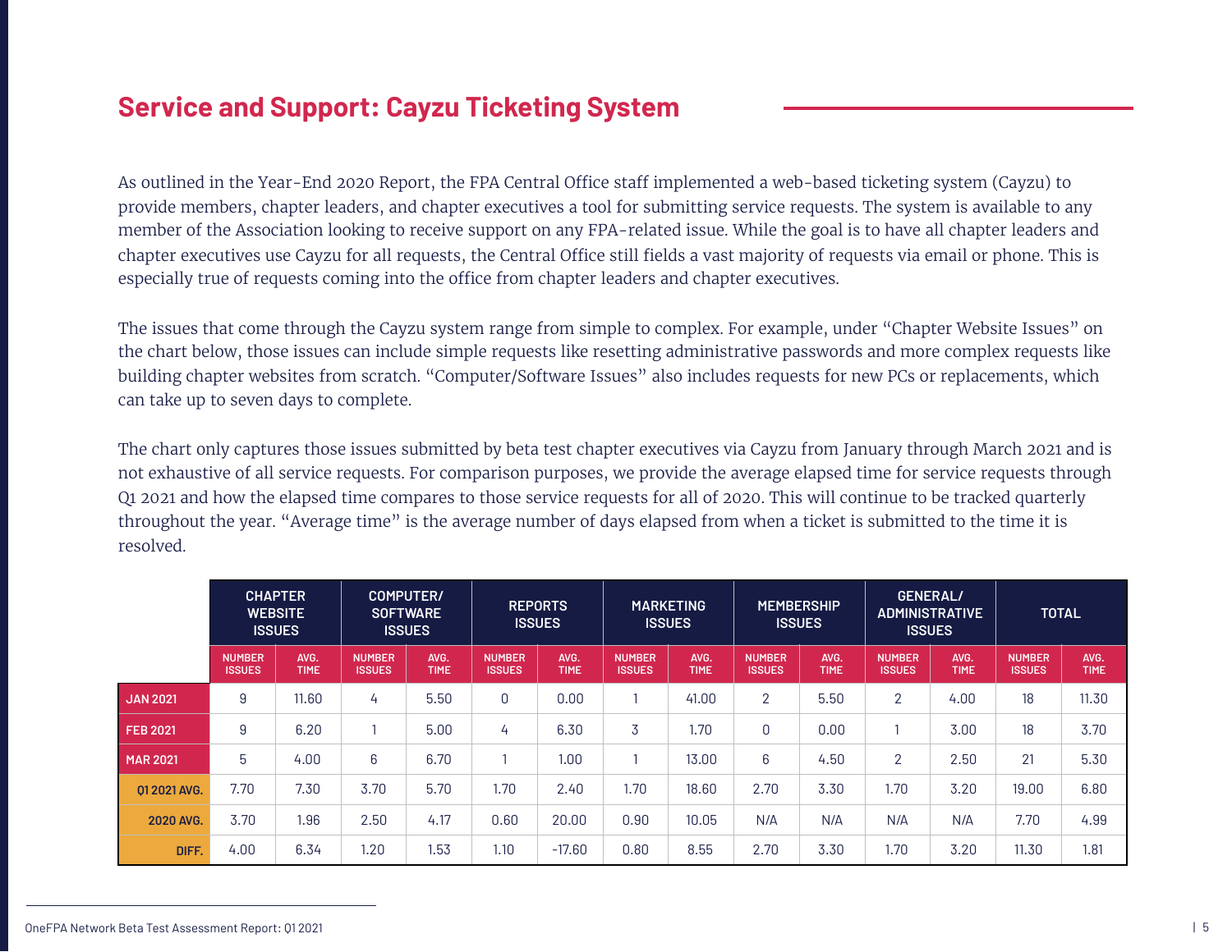## Service and Support: Cayzu Ticketing System

As outlined in the Year-End 2020 Report, the FPA Central Office staff implemented a web-based ticketing system (Cayzu) to provide members, chapter leaders, and chapter executives a tool for submitting service requests. The system is available to any member of the Association looking to receive support on any FPA-related issue. While the goal is to have all chapter leaders and chapter executives use Cayzu for all requests, the Central Office still fields a vast majority of requests via email or phone. This is especially true of requests coming into the office from chapter leaders and chapter executives.

The issues that come through the Cayzu system range from simple to complex. For example, under "Chapter Website Issues" on the chart below, those issues can include simple requests like resetting administrative passwords and more complex requests like building chapter websites from scratch. "Computer/Software Issues" also includes requests for new PCs or replacements, which can take up to seven days to complete.

The chart only captures those issues submitted by beta test chapter executives via Cayzu from January through March 2021 and is not exhaustive of all service requests. For comparison purposes, we provide the average elapsed time for service requests through Q1 2021 and how the elapsed time compares to those service requests for all of 2020. This will continue to be tracked quarterly throughout the year. "Average time" is the average number of days elapsed from when a ticket is submitted to the time it is resolved.

| | CHAPTER WEBSITE ISSUES | | COMPUTER/ SOFTWARE ISSUES | | REPORTS ISSUES | | MARKETING ISSUES | | MEMBERSHIP ISSUES | | GENERAL/ ADMINISTRATIVE ISSUES | | TOTAL | |
|---|---|---|---|---|---|---|---|---|---|---|---|---|---|---|
| | NUMBER ISSUES | AVG. TIME | NUMBER ISSUES | AVG. TIME | NUMBER ISSUES | AVG. TIME | NUMBER ISSUES | AVG. TIME | NUMBER ISSUES | AVG. TIME | NUMBER ISSUES | AVG. TIME | NUMBER ISSUES | AVG. TIME |
| JAN 2021 | 9 | 11.60 | 4 | 5.50 | 0 | 0.00 | 1 | 41.00 | 2 | 5.50 | 2 | 4.00 | 18 | 11.30 |
| FEB 2021 | 9 | 6.20 | 1 | 5.00 | 4 | 6.30 | 3 | 1.70 | 0 | 0.00 | 1 | 3.00 | 18 | 3.70 |
| MAR 2021 | 5 | 4.00 | 6 | 6.70 | 1 | 1.00 | 1 | 13.00 | 6 | 4.50 | 2 | 2.50 | 21 | 5.30 |
| Q1 2021 AVG. | 7.70 | 7.30 | 3.70 | 5.70 | 1.70 | 2.40 | 1.70 | 18.60 | 2.70 | 3.30 | 1.70 | 3.20 | 19.00 | 6.80 |
| 2020 AVG. | 3.70 | 1.96 | 2.50 | 4.17 | 0.60 | 20.00 | 0.90 | 10.05 | N/A | N/A | N/A | N/A | 7.70 | 4.99 |
| DIFF. | 4.00 | 6.34 | 1.20 | 1.53 | 1.10 | -17.60 | 0.80 | 8.55 | 2.70 | 3.30 | 1.70 | 3.20 | 11.30 | 1.81 |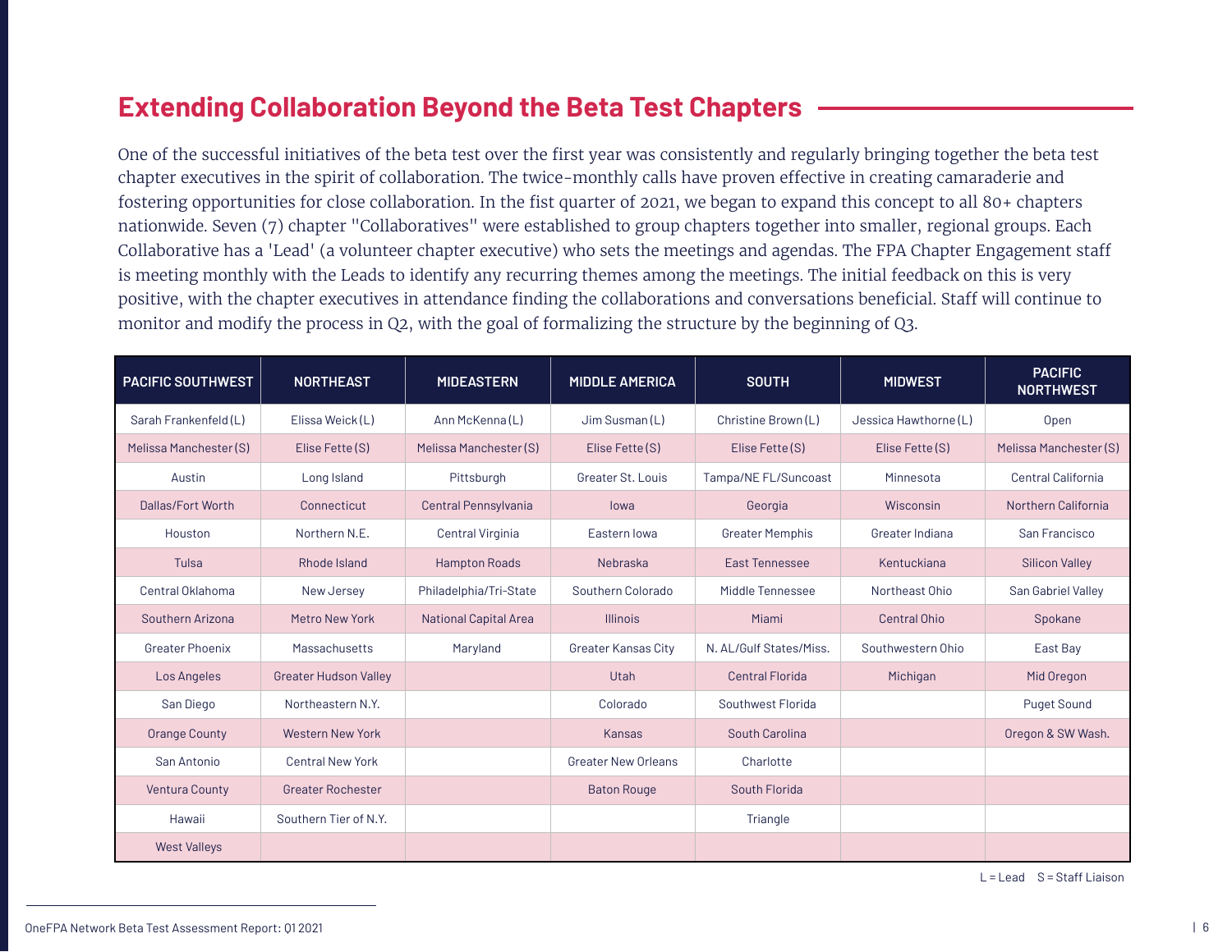## Extending Collaboration Beyond the Beta Test Chapters

One of the successful initiatives of the beta test over the first year was consistently and regularly bringing together the beta test chapter executives in the spirit of collaboration. The twice-monthly calls have proven effective in creating camaraderie and fostering opportunities for close collaboration. In the fist quarter of 2021, we began to expand this concept to all 80+ chapters nationwide. Seven (7) chapter "Collaboratives" were established to group chapters together into smaller, regional groups. Each Collaborative has a 'Lead' (a volunteer chapter executive) who sets the meetings and agendas. The FPA Chapter Engagement staff is meeting monthly with the Leads to identify any recurring themes among the meetings. The initial feedback on this is very positive, with the chapter executives in attendance finding the collaborations and conversations beneficial. Staff will continue to monitor and modify the process in Q2, with the goal of formalizing the structure by the beginning of Q3.

| PACIFIC SOUTHWEST | NORTHEAST | MIDEASTERN | MIDDLE AMERICA | SOUTH | MIDWEST | PACIFIC NORTHWEST |
|---|---|---|---|---|---|---|
| Sarah Frankenfeld (L) | Elissa Weick (L) | Ann McKenna (L) | Jim Susman (L) | Christine Brown (L) | Jessica Hawthorne (L) | Open |
| Melissa Manchester (S) | Elise Fette (S) | Melissa Manchester (S) | Elise Fette (S) | Elise Fette (S) | Elise Fette (S) | Melissa Manchester (S) |
| Austin | Long Island | Pittsburgh | Greater St. Louis | Tampa/NE FL/Suncoast | Minnesota | Central California |
| Dallas/Fort Worth | Connecticut | Central Pennsylvania | Iowa | Georgia | Wisconsin | Northern California |
| Houston | Northern N.E. | Central Virginia | Eastern Iowa | Greater Memphis | Greater Indiana | San Francisco |
| Tulsa | Rhode Island | Hampton Roads | Nebraska | East Tennessee | Kentuckiana | Silicon Valley |
| Central Oklahoma | New Jersey | Philadelphia/Tri-State | Southern Colorado | Middle Tennessee | Northeast Ohio | San Gabriel Valley |
| Southern Arizona | Metro New York | National Capital Area | Illinois | Miami | Central Ohio | Spokane |
| Greater Phoenix | Massachusetts | Maryland | Greater Kansas City | N. AL/Gulf States/Miss. | Southwestern Ohio | East Bay |
| Los Angeles | Greater Hudson Valley | | Utah | Central Florida | Michigan | Mid Oregon |
| San Diego | Northeastern N.Y. | | Colorado | Southwest Florida | | Puget Sound |
| Orange County | Western New York | | Kansas | South Carolina | | Oregon & SW Wash. |
| San Antonio | Central New York | | Greater New Orleans | Charlotte | | |
| Ventura County | Greater Rochester | | Baton Rouge | South Florida | | |
| Hawaii | Southern Tier of N.Y. | | | Triangle | | |
| West Valleys | | | | | | |

L = Lead S = Staff Liaison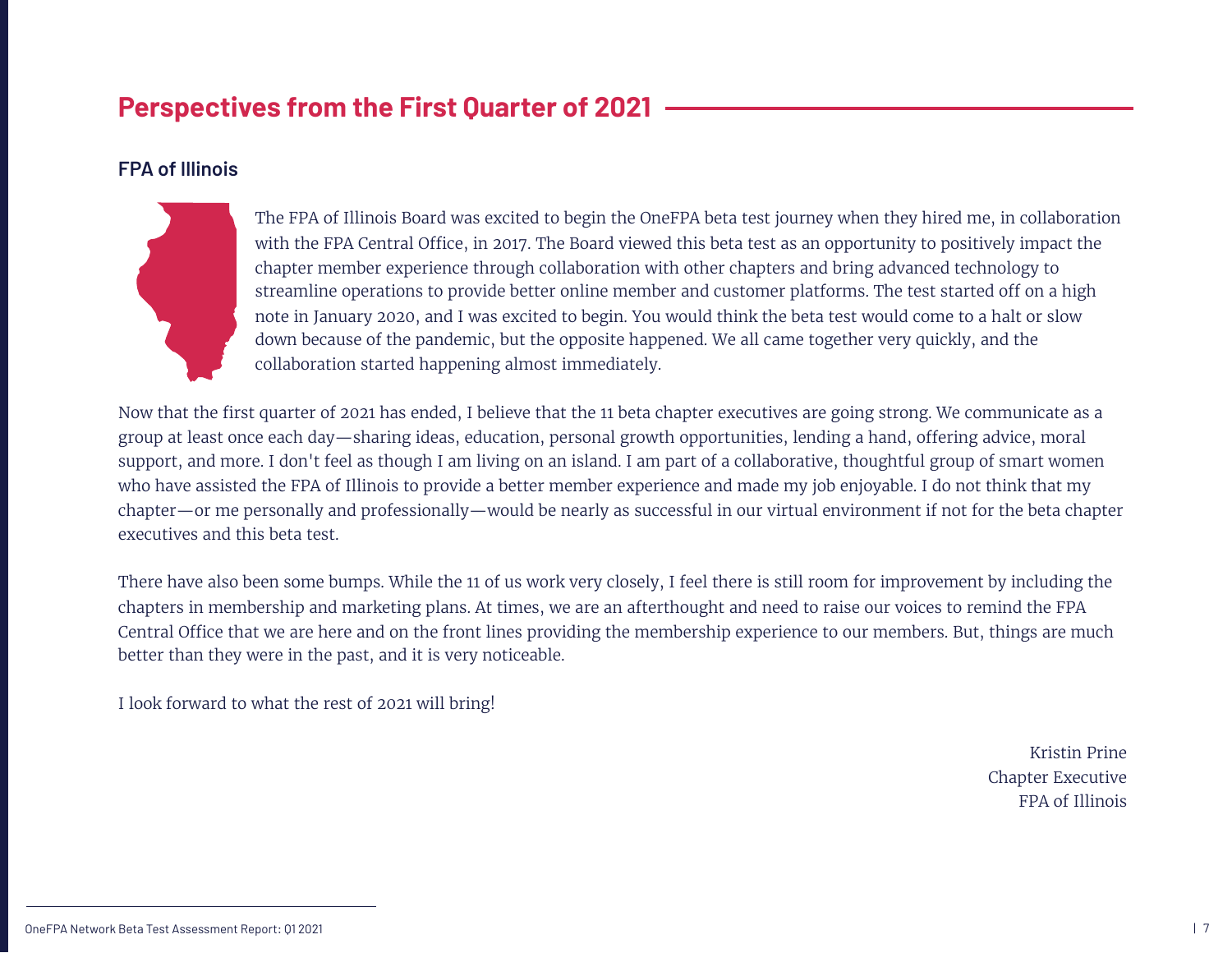## Perspectives from the First Quarter of 2021

### FPA of Illinois

The FPA of Illinois Board was excited to begin the OneFPA beta test journey when they hired me, in collaboration with the FPA Central Office, in 2017. The Board viewed this beta test as an opportunity to positively impact the chapter member experience through collaboration with other chapters and bring advanced technology to streamline operations to provide better online member and customer platforms. The test started off on a high note in January 2020, and I was excited to begin. You would think the beta test would come to a halt or slow down because of the pandemic, but the opposite happened. We all came together very quickly, and the collaboration started happening almost immediately.

Now that the first quarter of 2021 has ended, I believe that the 11 beta chapter executives are going strong. We communicate as a group at least once each day—sharing ideas, education, personal growth opportunities, lending a hand, offering advice, moral support, and more. I don't feel as though I am living on an island. I am part of a collaborative, thoughtful group of smart women who have assisted the FPA of Illinois to provide a better member experience and made my job enjoyable. I do not think that my chapter—or me personally and professionally—would be nearly as successful in our virtual environment if not for the beta chapter executives and this beta test.

There have also been some bumps. While the 11 of us work very closely, I feel there is still room for improvement by including the chapters in membership and marketing plans. At times, we are an afterthought and need to raise our voices to remind the FPA Central Office that we are here and on the front lines providing the membership experience to our members. But, things are much better than they were in the past, and it is very noticeable.

I look forward to what the rest of 2021 will bring!

Kristin Prine
Chapter Executive
FPA of Illinois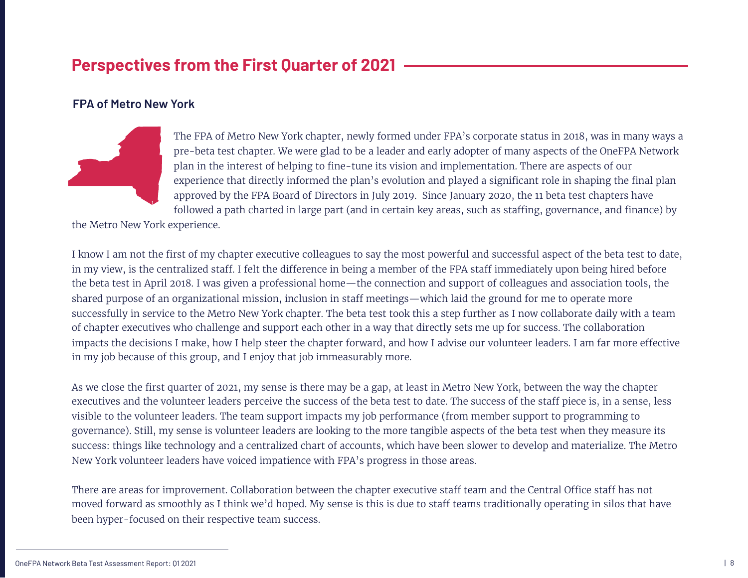## Perspectives from the First Quarter of 2021

### FPA of Metro New York

The FPA of Metro New York chapter, newly formed under FPA's corporate status in 2018, was in many ways a pre-beta test chapter. We were glad to be a leader and early adopter of many aspects of the OneFPA Network plan in the interest of helping to fine-tune its vision and implementation. There are aspects of our experience that directly informed the plan's evolution and played a significant role in shaping the final plan approved by the FPA Board of Directors in July 2019. Since January 2020, the 11 beta test chapters have followed a path charted in large part (and in certain key areas, such as staffing, governance, and finance) by the Metro New York experience.

I know I am not the first of my chapter executive colleagues to say the most powerful and successful aspect of the beta test to date, in my view, is the centralized staff. I felt the difference in being a member of the FPA staff immediately upon being hired before the beta test in April 2018. I was given a professional home—the connection and support of colleagues and association tools, the shared purpose of an organizational mission, inclusion in staff meetings—which laid the ground for me to operate more successfully in service to the Metro New York chapter. The beta test took this a step further as I now collaborate daily with a team of chapter executives who challenge and support each other in a way that directly sets me up for success. The collaboration impacts the decisions I make, how I help steer the chapter forward, and how I advise our volunteer leaders. I am far more effective in my job because of this group, and I enjoy that job immeasurably more.

As we close the first quarter of 2021, my sense is there may be a gap, at least in Metro New York, between the way the chapter executives and the volunteer leaders perceive the success of the beta test to date. The success of the staff piece is, in a sense, less visible to the volunteer leaders. The team support impacts my job performance (from member support to programming to governance). Still, my sense is volunteer leaders are looking to the more tangible aspects of the beta test when they measure its success: things like technology and a centralized chart of accounts, which have been slower to develop and materialize. The Metro New York volunteer leaders have voiced impatience with FPA's progress in those areas.

There are areas for improvement. Collaboration between the chapter executive staff team and the Central Office staff has not moved forward as smoothly as I think we'd hoped. My sense is this is due to staff teams traditionally operating in silos that have been hyper-focused on their respective team success.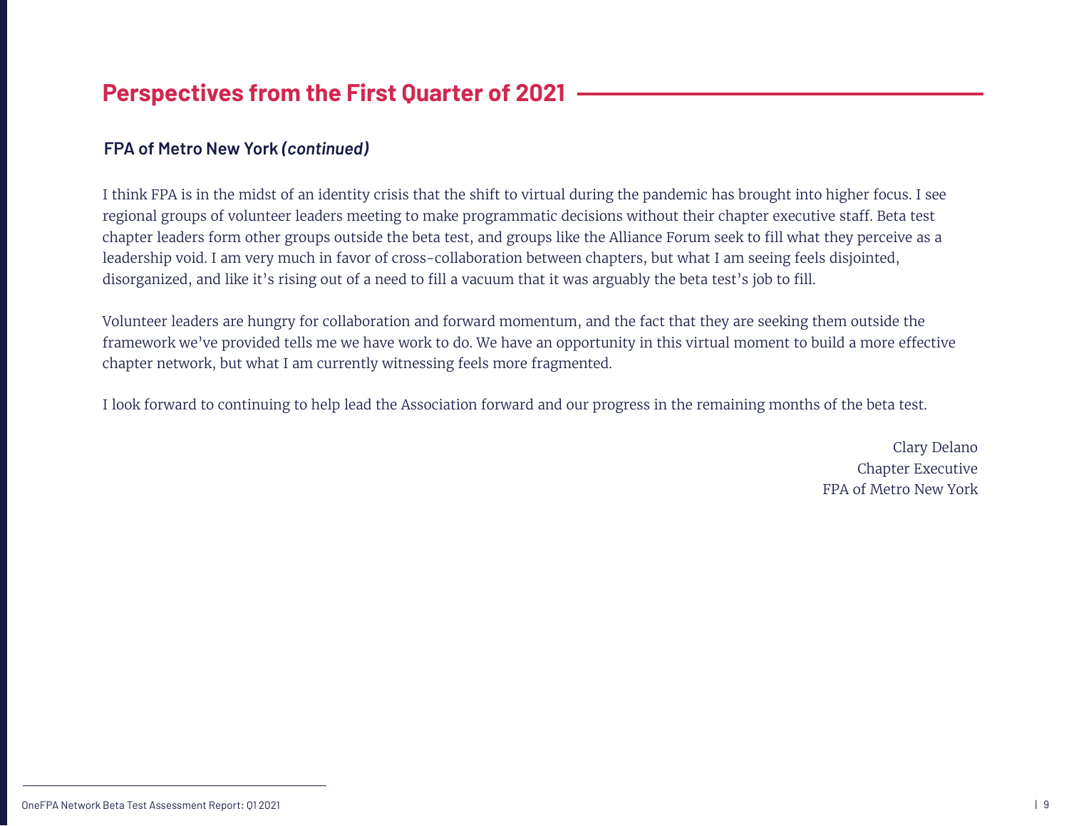## Perspectives from the First Quarter of 2021

### FPA of Metro New York *(continued)*

I think FPA is in the midst of an identity crisis that the shift to virtual during the pandemic has brought into higher focus. I see regional groups of volunteer leaders meeting to make programmatic decisions without their chapter executive staff. Beta test chapter leaders form other groups outside the beta test, and groups like the Alliance Forum seek to fill what they perceive as a leadership void. I am very much in favor of cross-collaboration between chapters, but what I am seeing feels disjointed, disorganized, and like it's rising out of a need to fill a vacuum that it was arguably the beta test's job to fill.

Volunteer leaders are hungry for collaboration and forward momentum, and the fact that they are seeking them outside the framework we've provided tells me we have work to do. We have an opportunity in this virtual moment to build a more effective chapter network, but what I am currently witnessing feels more fragmented.

I look forward to continuing to help lead the Association forward and our progress in the remaining months of the beta test.

Clary Delano
Chapter Executive
FPA of Metro New York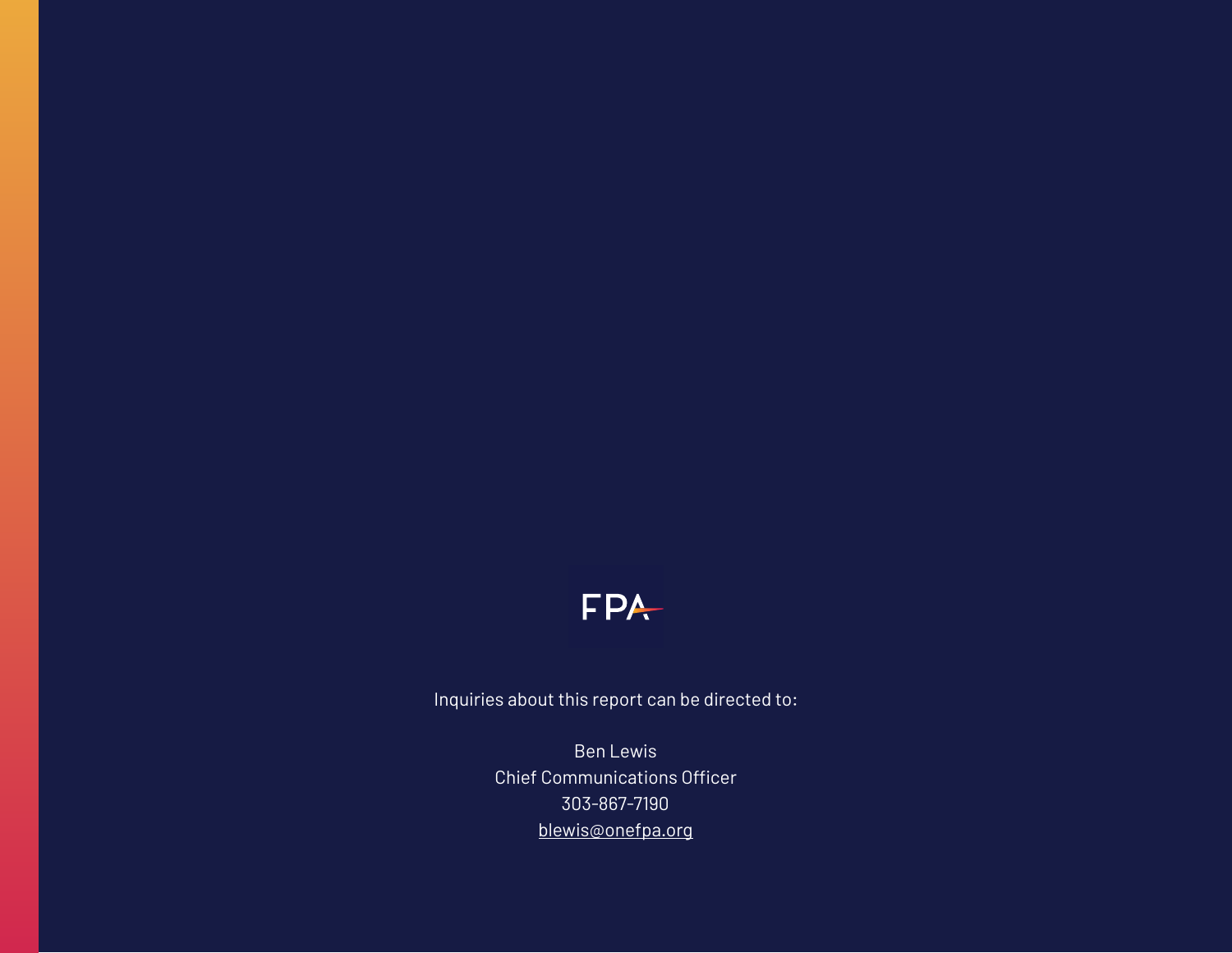FPA

Inquiries about this report can be directed to:

Ben Lewis
Chief Communications Officer
303-867-7190
blewis@onefpa.org